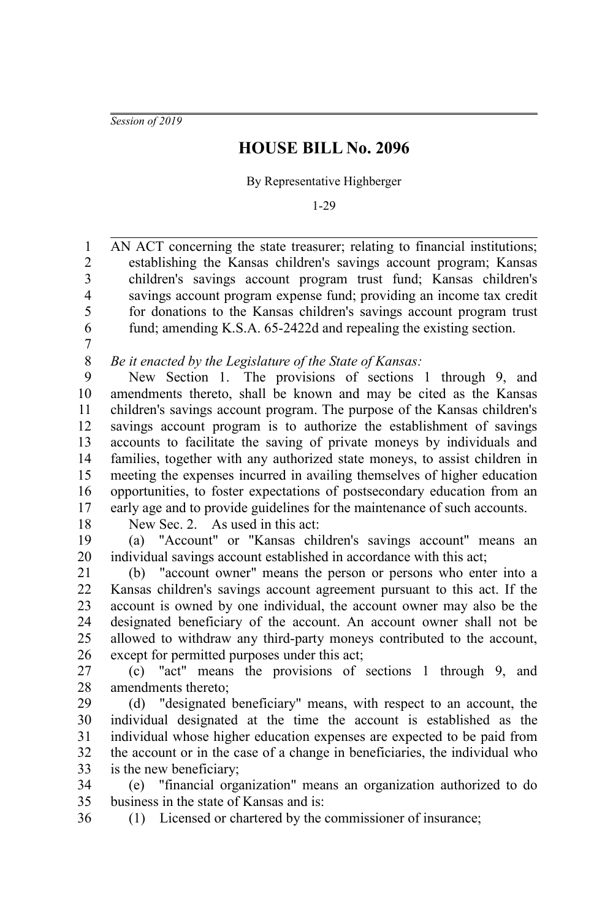*Session of 2019*

# HOUSE BILL No. 2096

By Representative Highberger

1-29

AN ACT concerning the state treasurer; relating to financial institutions; establishing the Kansas children's savings account program; Kansas children's savings account program trust fund; Kansas children's savings account program expense fund; providing an income tax credit for donations to the Kansas children's savings account program trust fund; amending K.S.A. 65-2422d and repealing the existing section.

*Be it enacted by the Legislature of the State of Kansas:*

New Section 1. The provisions of sections 1 through 9, and amendments thereto, shall be known and may be cited as the Kansas children's savings account program. The purpose of the Kansas children's savings account program is to authorize the establishment of savings accounts to facilitate the saving of private moneys by individuals and families, together with any authorized state moneys, to assist children in meeting the expenses incurred in availing themselves of higher education opportunities, to foster expectations of postsecondary education from an early age and to provide guidelines for the maintenance of such accounts.

New Sec. 2. As used in this act:

(a) "Account" or "Kansas children's savings account" means an individual savings account established in accordance with this act;

(b) "account owner" means the person or persons who enter into a Kansas children's savings account agreement pursuant to this act. If the account is owned by one individual, the account owner may also be the designated beneficiary of the account. An account owner shall not be allowed to withdraw any third-party moneys contributed to the account, except for permitted purposes under this act;

(c) "act" means the provisions of sections 1 through 9, and amendments thereto;

(d) "designated beneficiary" means, with respect to an account, the individual designated at the time the account is established as the individual whose higher education expenses are expected to be paid from the account or in the case of a change in beneficiaries, the individual who is the new beneficiary;

(e) "financial organization" means an organization authorized to do business in the state of Kansas and is:

(1) Licensed or chartered by the commissioner of insurance;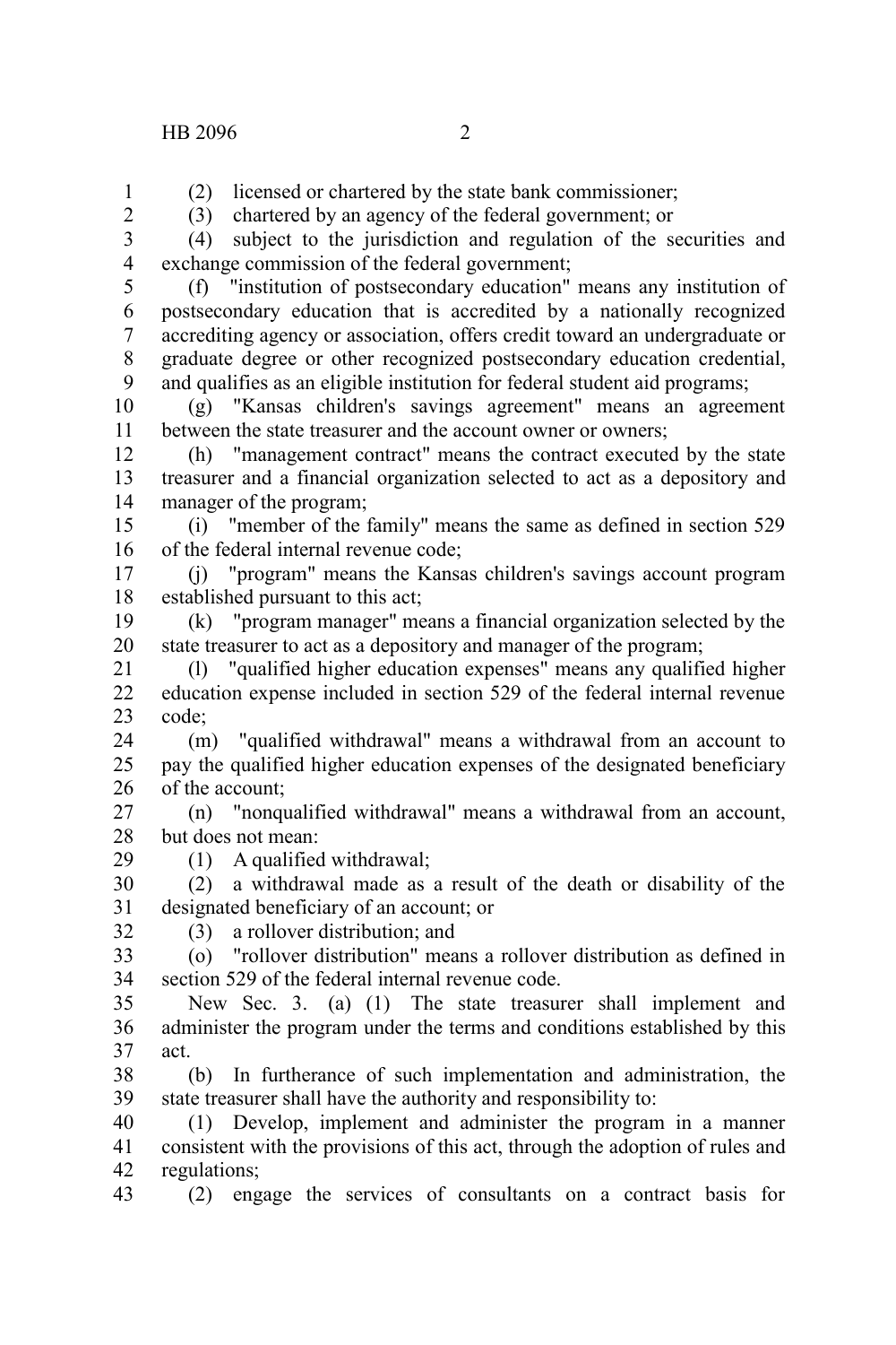(2) licensed or chartered by the state bank commissioner;

(3) chartered by an agency of the federal government; or

(4) subject to the jurisdiction and regulation of the securities and exchange commission of the federal government;

(f) "institution of postsecondary education" means any institution of postsecondary education that is accredited by a nationally recognized accrediting agency or association, offers credit toward an undergraduate or graduate degree or other recognized postsecondary education credential, and qualifies as an eligible institution for federal student aid programs;

(g) "Kansas children's savings agreement" means an agreement between the state treasurer and the account owner or owners;

(h) "management contract" means the contract executed by the state treasurer and a financial organization selected to act as a depository and manager of the program;

(i) "member of the family" means the same as defined in section 529 of the federal internal revenue code;

(j) "program" means the Kansas children's savings account program established pursuant to this act;

(k) "program manager" means a financial organization selected by the state treasurer to act as a depository and manager of the program;

(l) "qualified higher education expenses" means any qualified higher education expense included in section 529 of the federal internal revenue code;

(m) "qualified withdrawal" means a withdrawal from an account to pay the qualified higher education expenses of the designated beneficiary of the account;

(n) "nonqualified withdrawal" means a withdrawal from an account, but does not mean:

(1) A qualified withdrawal;

(2) a withdrawal made as a result of the death or disability of the designated beneficiary of an account; or

(3) a rollover distribution; and

(o) "rollover distribution" means a rollover distribution as defined in section 529 of the federal internal revenue code.

New Sec. 3. (a) (1) The state treasurer shall implement and administer the program under the terms and conditions established by this act.

(b) In furtherance of such implementation and administration, the state treasurer shall have the authority and responsibility to:

(1) Develop, implement and administer the program in a manner consistent with the provisions of this act, through the adoption of rules and regulations;

(2) engage the services of consultants on a contract basis for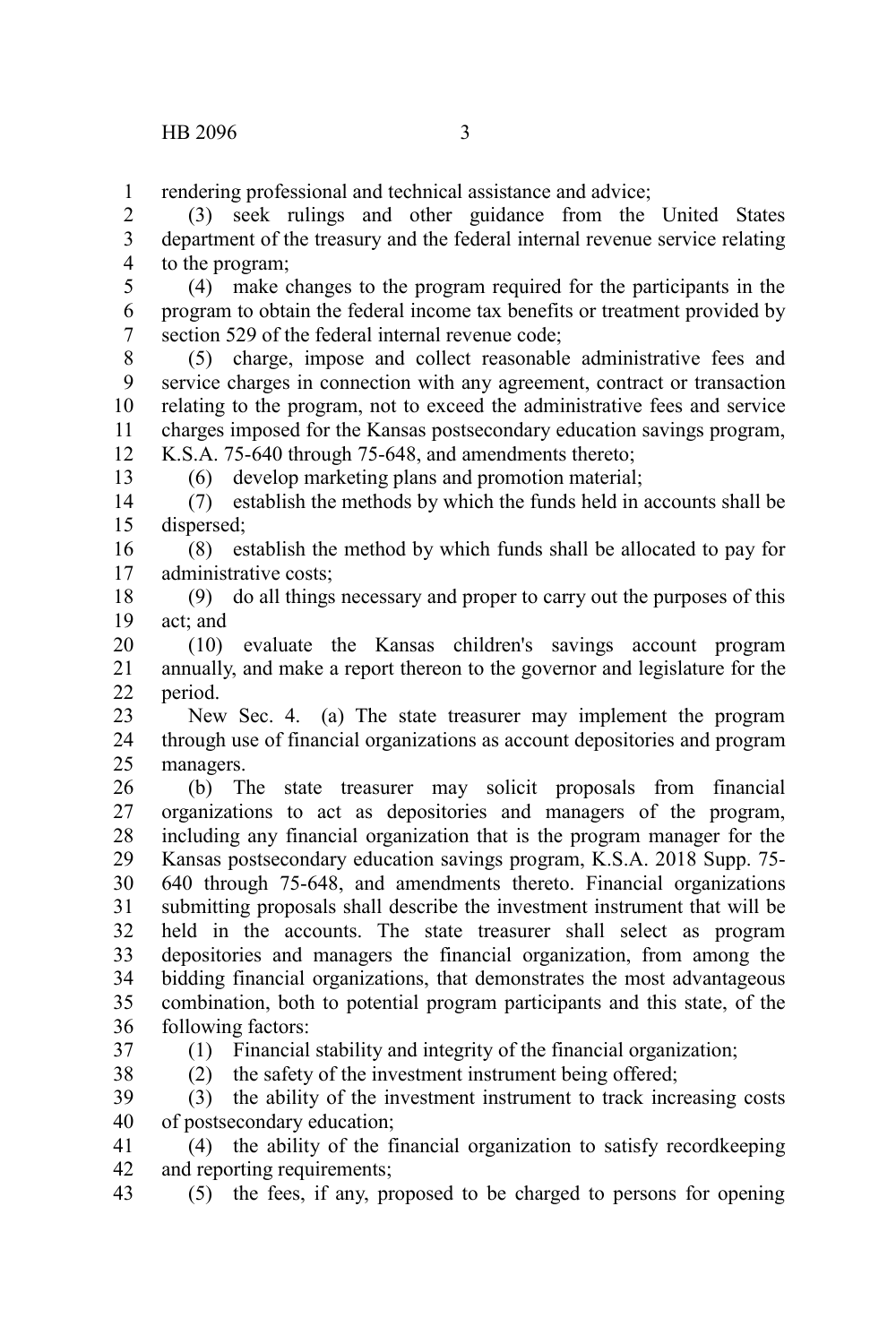rendering professional and technical assistance and advice;

(3) seek rulings and other guidance from the United States department of the treasury and the federal internal revenue service relating to the program;

(4) make changes to the program required for the participants in the program to obtain the federal income tax benefits or treatment provided by section 529 of the federal internal revenue code;

(5) charge, impose and collect reasonable administrative fees and service charges in connection with any agreement, contract or transaction relating to the program, not to exceed the administrative fees and service charges imposed for the Kansas postsecondary education savings program, K.S.A. 75-640 through 75-648, and amendments thereto;

(6) develop marketing plans and promotion material;

(7) establish the methods by which the funds held in accounts shall be dispersed;

(8) establish the method by which funds shall be allocated to pay for administrative costs;

(9) do all things necessary and proper to carry out the purposes of this act; and

(10) evaluate the Kansas children's savings account program annually, and make a report thereon to the governor and legislature for the period.

New Sec. 4. (a) The state treasurer may implement the program through use of financial organizations as account depositories and program managers.

(b) The state treasurer may solicit proposals from financial organizations to act as depositories and managers of the program, including any financial organization that is the program manager for the Kansas postsecondary education savings program, K.S.A. 2018 Supp. 75-640 through 75-648, and amendments thereto. Financial organizations submitting proposals shall describe the investment instrument that will be held in the accounts. The state treasurer shall select as program depositories and managers the financial organization, from among the bidding financial organizations, that demonstrates the most advantageous combination, both to potential program participants and this state, of the following factors:

(1) Financial stability and integrity of the financial organization;

(2) the safety of the investment instrument being offered;

(3) the ability of the investment instrument to track increasing costs of postsecondary education;

(4) the ability of the financial organization to satisfy recordkeeping and reporting requirements;

(5) the fees, if any, proposed to be charged to persons for opening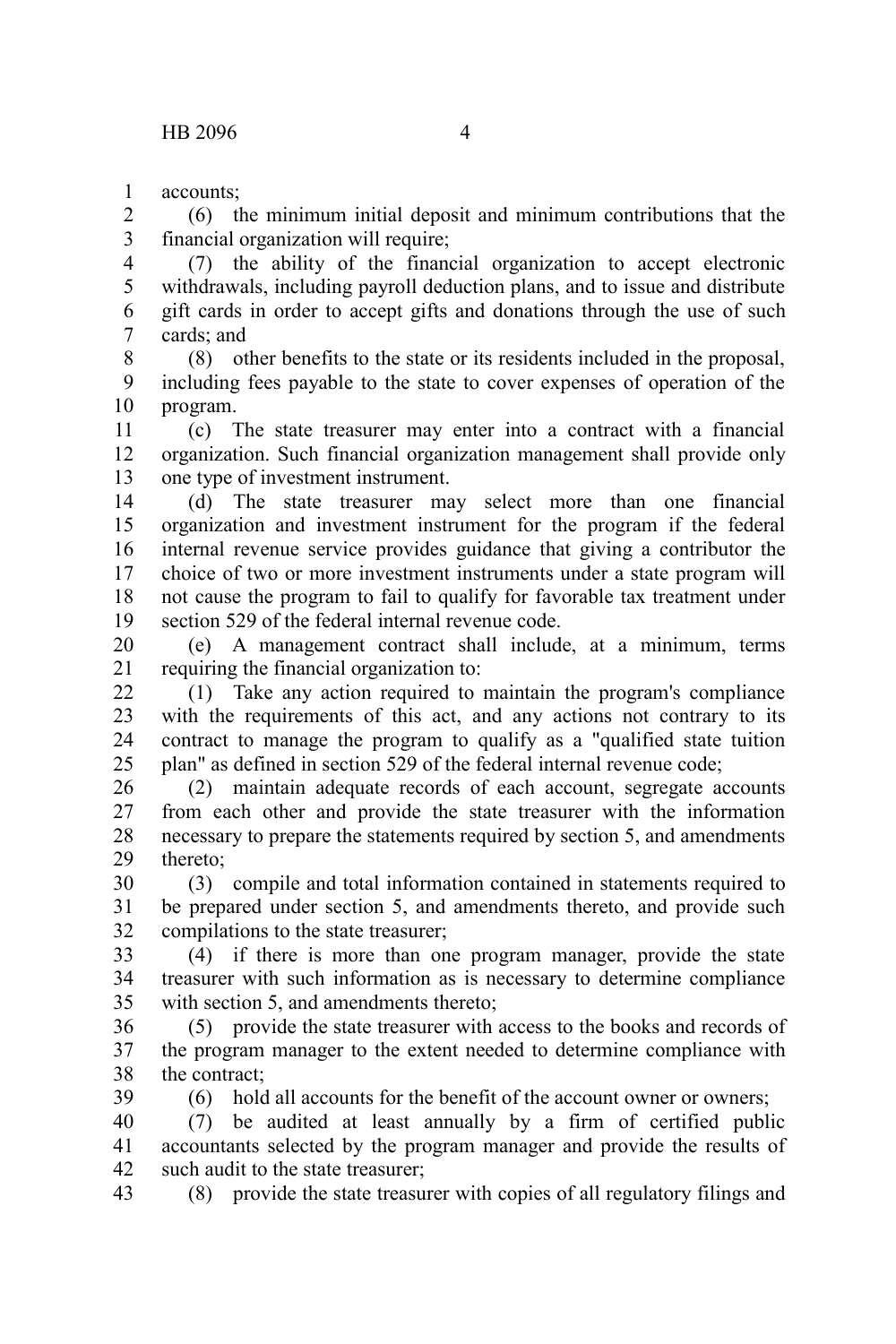accounts;

(6) the minimum initial deposit and minimum contributions that the financial organization will require;

(7) the ability of the financial organization to accept electronic withdrawals, including payroll deduction plans, and to issue and distribute gift cards in order to accept gifts and donations through the use of such cards; and

(8) other benefits to the state or its residents included in the proposal, including fees payable to the state to cover expenses of operation of the program.

(c) The state treasurer may enter into a contract with a financial organization. Such financial organization management shall provide only one type of investment instrument.

(d) The state treasurer may select more than one financial organization and investment instrument for the program if the federal internal revenue service provides guidance that giving a contributor the choice of two or more investment instruments under a state program will not cause the program to fail to qualify for favorable tax treatment under section 529 of the federal internal revenue code.

(e) A management contract shall include, at a minimum, terms requiring the financial organization to:

(1) Take any action required to maintain the program's compliance with the requirements of this act, and any actions not contrary to its contract to manage the program to qualify as a "qualified state tuition plan" as defined in section 529 of the federal internal revenue code;

(2) maintain adequate records of each account, segregate accounts from each other and provide the state treasurer with the information necessary to prepare the statements required by section 5, and amendments thereto;

(3) compile and total information contained in statements required to be prepared under section 5, and amendments thereto, and provide such compilations to the state treasurer;

(4) if there is more than one program manager, provide the state treasurer with such information as is necessary to determine compliance with section 5, and amendments thereto;

(5) provide the state treasurer with access to the books and records of the program manager to the extent needed to determine compliance with the contract;

(6) hold all accounts for the benefit of the account owner or owners;

(7) be audited at least annually by a firm of certified public accountants selected by the program manager and provide the results of such audit to the state treasurer;

(8) provide the state treasurer with copies of all regulatory filings and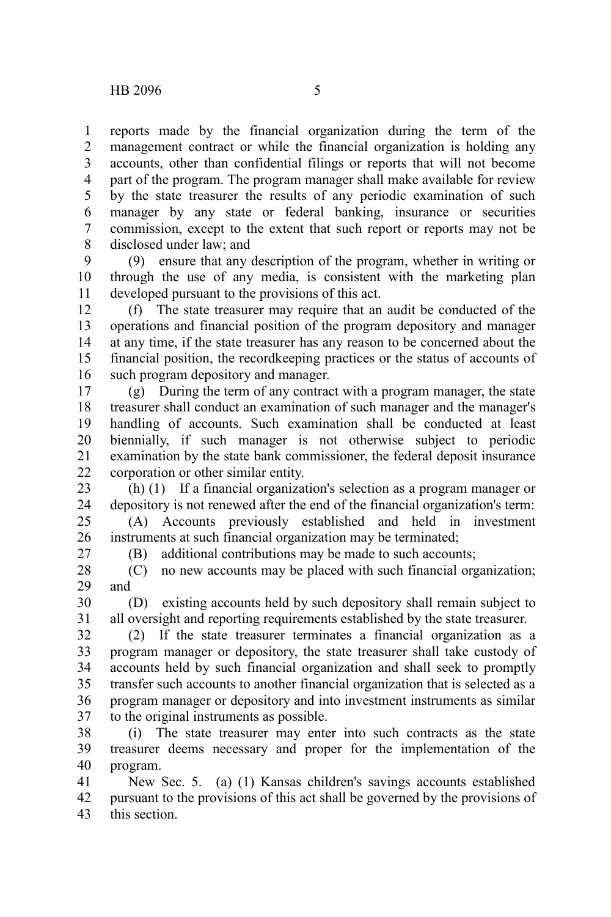reports made by the financial organization during the term of the management contract or while the financial organization is holding any accounts, other than confidential filings or reports that will not become part of the program. The program manager shall make available for review by the state treasurer the results of any periodic examination of such manager by any state or federal banking, insurance or securities commission, except to the extent that such report or reports may not be disclosed under law; and

(9) ensure that any description of the program, whether in writing or through the use of any media, is consistent with the marketing plan developed pursuant to the provisions of this act.

(f) The state treasurer may require that an audit be conducted of the operations and financial position of the program depository and manager at any time, if the state treasurer has any reason to be concerned about the financial position, the recordkeeping practices or the status of accounts of such program depository and manager.

(g) During the term of any contract with a program manager, the state treasurer shall conduct an examination of such manager and the manager's handling of accounts. Such examination shall be conducted at least biennially, if such manager is not otherwise subject to periodic examination by the state bank commissioner, the federal deposit insurance corporation or other similar entity.

(h) (1) If a financial organization's selection as a program manager or depository is not renewed after the end of the financial organization's term:

(A) Accounts previously established and held in investment instruments at such financial organization may be terminated;

(B) additional contributions may be made to such accounts;

(C) no new accounts may be placed with such financial organization; and

(D) existing accounts held by such depository shall remain subject to all oversight and reporting requirements established by the state treasurer.

(2) If the state treasurer terminates a financial organization as a program manager or depository, the state treasurer shall take custody of accounts held by such financial organization and shall seek to promptly transfer such accounts to another financial organization that is selected as a program manager or depository and into investment instruments as similar to the original instruments as possible.

(i) The state treasurer may enter into such contracts as the state treasurer deems necessary and proper for the implementation of the program.

New Sec. 5. (a) (1) Kansas children's savings accounts established pursuant to the provisions of this act shall be governed by the provisions of this section.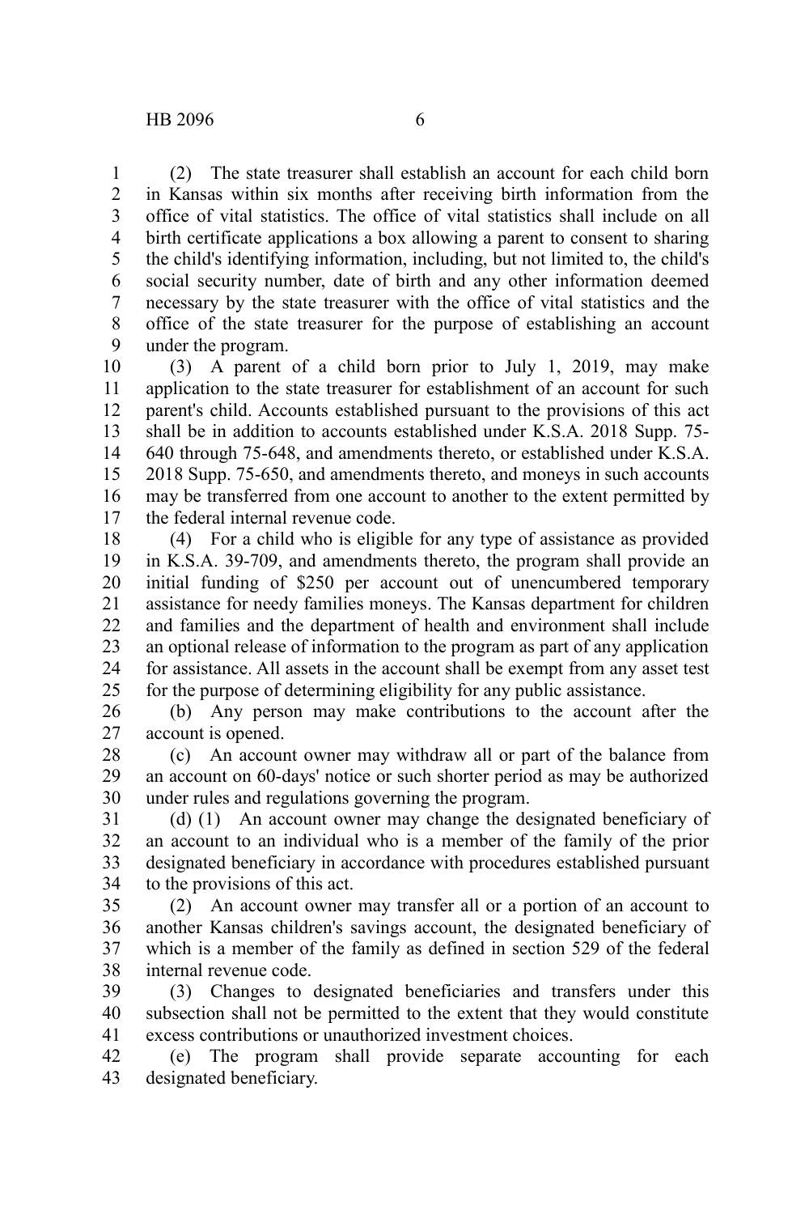(2) The state treasurer shall establish an account for each child born in Kansas within six months after receiving birth information from the office of vital statistics. The office of vital statistics shall include on all birth certificate applications a box allowing a parent to consent to sharing the child's identifying information, including, but not limited to, the child's social security number, date of birth and any other information deemed necessary by the state treasurer with the office of vital statistics and the office of the state treasurer for the purpose of establishing an account under the program.

(3) A parent of a child born prior to July 1, 2019, may make application to the state treasurer for establishment of an account for such parent's child. Accounts established pursuant to the provisions of this act shall be in addition to accounts established under K.S.A. 2018 Supp. 75-640 through 75-648, and amendments thereto, or established under K.S.A. 2018 Supp. 75-650, and amendments thereto, and moneys in such accounts may be transferred from one account to another to the extent permitted by the federal internal revenue code.

(4) For a child who is eligible for any type of assistance as provided in K.S.A. 39-709, and amendments thereto, the program shall provide an initial funding of $250 per account out of unencumbered temporary assistance for needy families moneys. The Kansas department for children and families and the department of health and environment shall include an optional release of information to the program as part of any application for assistance. All assets in the account shall be exempt from any asset test for the purpose of determining eligibility for any public assistance.

(b) Any person may make contributions to the account after the account is opened.

(c) An account owner may withdraw all or part of the balance from an account on 60-days' notice or such shorter period as may be authorized under rules and regulations governing the program.

(d) (1) An account owner may change the designated beneficiary of an account to an individual who is a member of the family of the prior designated beneficiary in accordance with procedures established pursuant to the provisions of this act.

(2) An account owner may transfer all or a portion of an account to another Kansas children's savings account, the designated beneficiary of which is a member of the family as defined in section 529 of the federal internal revenue code.

(3) Changes to designated beneficiaries and transfers under this subsection shall not be permitted to the extent that they would constitute excess contributions or unauthorized investment choices.

(e) The program shall provide separate accounting for each designated beneficiary.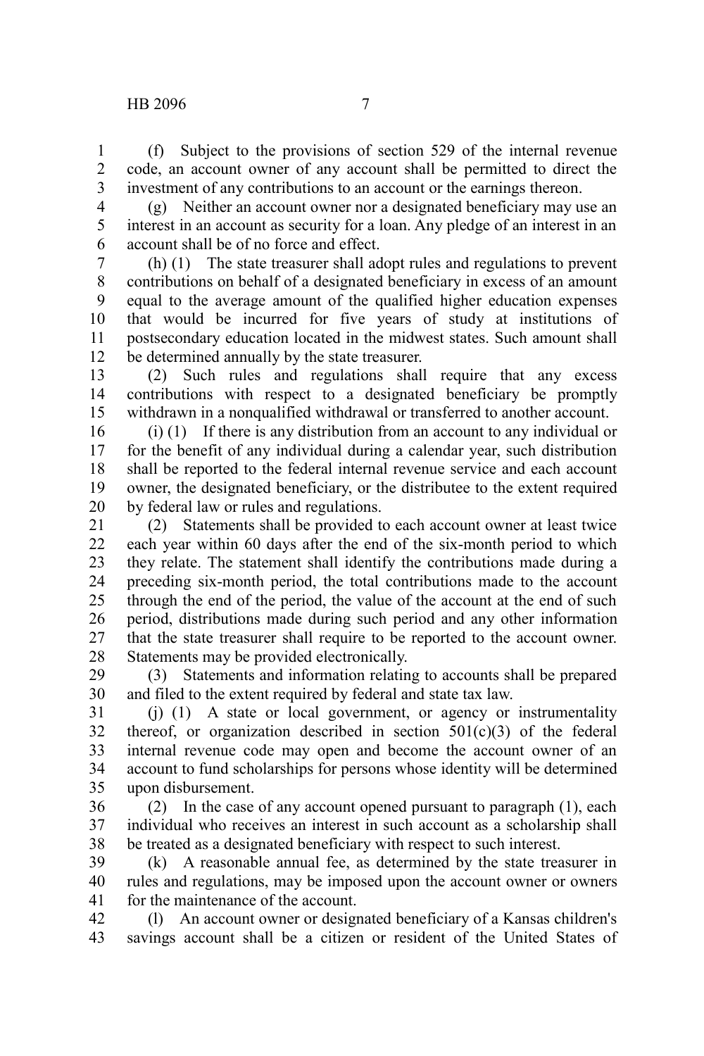(f) Subject to the provisions of section 529 of the internal revenue code, an account owner of any account shall be permitted to direct the investment of any contributions to an account or the earnings thereon.

(g) Neither an account owner nor a designated beneficiary may use an interest in an account as security for a loan. Any pledge of an interest in an account shall be of no force and effect.

(h) (1) The state treasurer shall adopt rules and regulations to prevent contributions on behalf of a designated beneficiary in excess of an amount equal to the average amount of the qualified higher education expenses that would be incurred for five years of study at institutions of postsecondary education located in the midwest states. Such amount shall be determined annually by the state treasurer.

(2) Such rules and regulations shall require that any excess contributions with respect to a designated beneficiary be promptly withdrawn in a nonqualified withdrawal or transferred to another account.

(i) (1) If there is any distribution from an account to any individual or for the benefit of any individual during a calendar year, such distribution shall be reported to the federal internal revenue service and each account owner, the designated beneficiary, or the distributee to the extent required by federal law or rules and regulations.

(2) Statements shall be provided to each account owner at least twice each year within 60 days after the end of the six-month period to which they relate. The statement shall identify the contributions made during a preceding six-month period, the total contributions made to the account through the end of the period, the value of the account at the end of such period, distributions made during such period and any other information that the state treasurer shall require to be reported to the account owner. Statements may be provided electronically.

(3) Statements and information relating to accounts shall be prepared and filed to the extent required by federal and state tax law.

(j) (1) A state or local government, or agency or instrumentality thereof, or organization described in section 501(c)(3) of the federal internal revenue code may open and become the account owner of an account to fund scholarships for persons whose identity will be determined upon disbursement.

(2) In the case of any account opened pursuant to paragraph (1), each individual who receives an interest in such account as a scholarship shall be treated as a designated beneficiary with respect to such interest.

(k) A reasonable annual fee, as determined by the state treasurer in rules and regulations, may be imposed upon the account owner or owners for the maintenance of the account.

(l) An account owner or designated beneficiary of a Kansas children's savings account shall be a citizen or resident of the United States of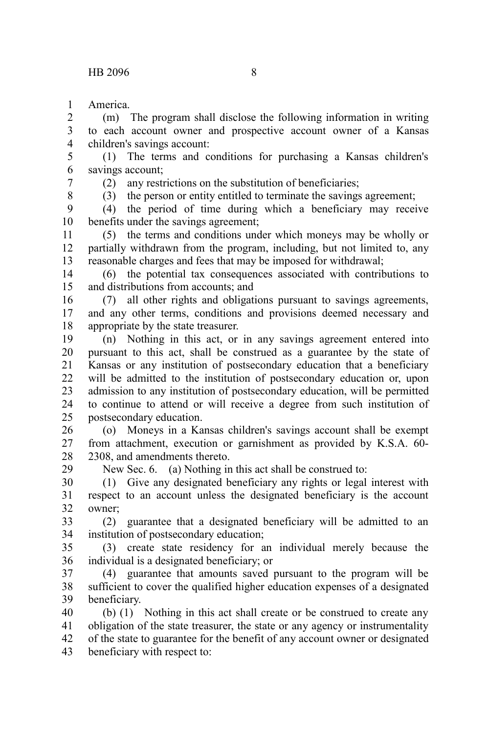America.

(m) The program shall disclose the following information in writing to each account owner and prospective account owner of a Kansas children's savings account:

(1) The terms and conditions for purchasing a Kansas children's savings account;

(2) any restrictions on the substitution of beneficiaries;

(3) the person or entity entitled to terminate the savings agreement;

(4) the period of time during which a beneficiary may receive benefits under the savings agreement;

(5) the terms and conditions under which moneys may be wholly or partially withdrawn from the program, including, but not limited to, any reasonable charges and fees that may be imposed for withdrawal;

(6) the potential tax consequences associated with contributions to and distributions from accounts; and

(7) all other rights and obligations pursuant to savings agreements, and any other terms, conditions and provisions deemed necessary and appropriate by the state treasurer.

(n) Nothing in this act, or in any savings agreement entered into pursuant to this act, shall be construed as a guarantee by the state of Kansas or any institution of postsecondary education that a beneficiary will be admitted to the institution of postsecondary education or, upon admission to any institution of postsecondary education, will be permitted to continue to attend or will receive a degree from such institution of postsecondary education.

(o) Moneys in a Kansas children's savings account shall be exempt from attachment, execution or garnishment as provided by K.S.A. 60-2308, and amendments thereto.

New Sec. 6. (a) Nothing in this act shall be construed to:

(1) Give any designated beneficiary any rights or legal interest with respect to an account unless the designated beneficiary is the account owner;

(2) guarantee that a designated beneficiary will be admitted to an institution of postsecondary education;

(3) create state residency for an individual merely because the individual is a designated beneficiary; or

(4) guarantee that amounts saved pursuant to the program will be sufficient to cover the qualified higher education expenses of a designated beneficiary.

(b) (1) Nothing in this act shall create or be construed to create any obligation of the state treasurer, the state or any agency or instrumentality of the state to guarantee for the benefit of any account owner or designated beneficiary with respect to: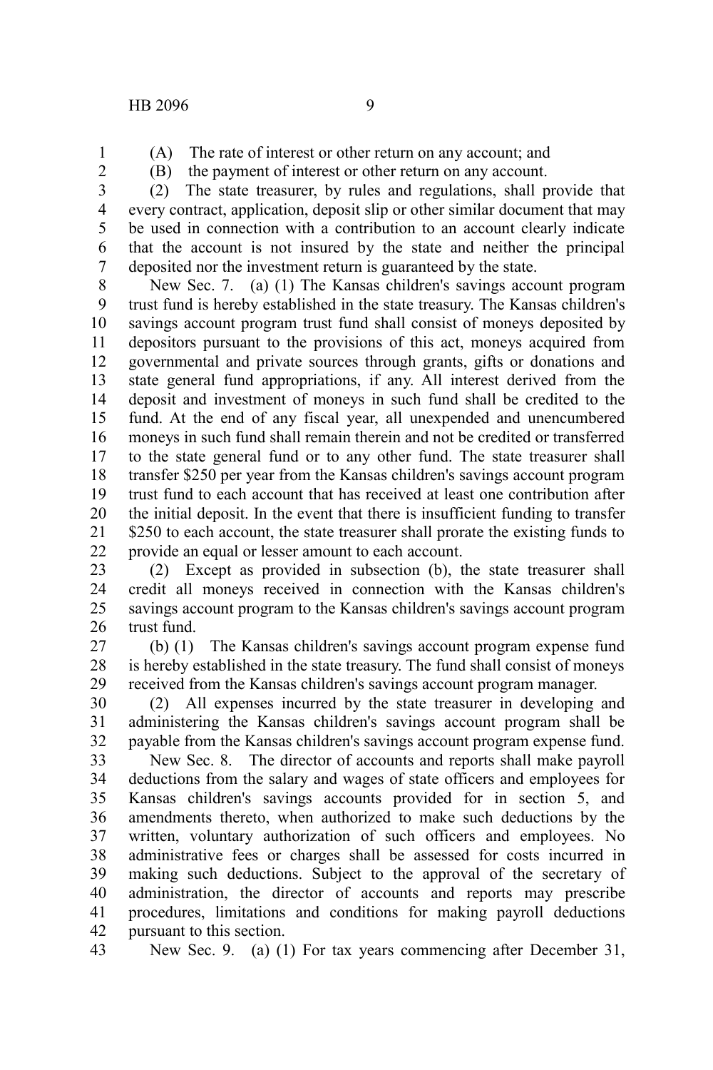(A) The rate of interest or other return on any account; and

(B) the payment of interest or other return on any account.

(2) The state treasurer, by rules and regulations, shall provide that every contract, application, deposit slip or other similar document that may be used in connection with a contribution to an account clearly indicate that the account is not insured by the state and neither the principal deposited nor the investment return is guaranteed by the state.

New Sec. 7. (a) (1) The Kansas children's savings account program trust fund is hereby established in the state treasury. The Kansas children's savings account program trust fund shall consist of moneys deposited by depositors pursuant to the provisions of this act, moneys acquired from governmental and private sources through grants, gifts or donations and state general fund appropriations, if any. All interest derived from the deposit and investment of moneys in such fund shall be credited to the fund. At the end of any fiscal year, all unexpended and unencumbered moneys in such fund shall remain therein and not be credited or transferred to the state general fund or to any other fund. The state treasurer shall transfer $250 per year from the Kansas children's savings account program trust fund to each account that has received at least one contribution after the initial deposit. In the event that there is insufficient funding to transfer $250 to each account, the state treasurer shall prorate the existing funds to provide an equal or lesser amount to each account.

(2) Except as provided in subsection (b), the state treasurer shall credit all moneys received in connection with the Kansas children's savings account program to the Kansas children's savings account program trust fund.

(b) (1) The Kansas children's savings account program expense fund is hereby established in the state treasury. The fund shall consist of moneys received from the Kansas children's savings account program manager.

(2) All expenses incurred by the state treasurer in developing and administering the Kansas children's savings account program shall be payable from the Kansas children's savings account program expense fund.

New Sec. 8. The director of accounts and reports shall make payroll deductions from the salary and wages of state officers and employees for Kansas children's savings accounts provided for in section 5, and amendments thereto, when authorized to make such deductions by the written, voluntary authorization of such officers and employees. No administrative fees or charges shall be assessed for costs incurred in making such deductions. Subject to the approval of the secretary of administration, the director of accounts and reports may prescribe procedures, limitations and conditions for making payroll deductions pursuant to this section.

New Sec. 9. (a) (1) For tax years commencing after December 31,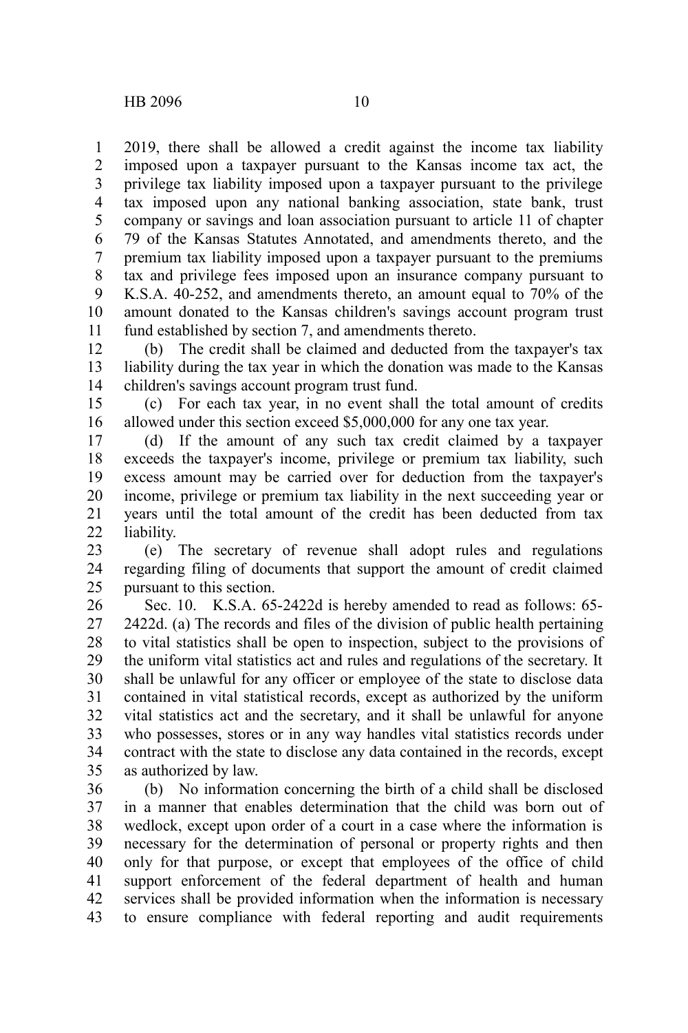2019, there shall be allowed a credit against the income tax liability imposed upon a taxpayer pursuant to the Kansas income tax act, the privilege tax liability imposed upon a taxpayer pursuant to the privilege tax imposed upon any national banking association, state bank, trust company or savings and loan association pursuant to article 11 of chapter 79 of the Kansas Statutes Annotated, and amendments thereto, and the premium tax liability imposed upon a taxpayer pursuant to the premiums tax and privilege fees imposed upon an insurance company pursuant to K.S.A. 40-252, and amendments thereto, an amount equal to 70% of the amount donated to the Kansas children's savings account program trust fund established by section 7, and amendments thereto.

(b) The credit shall be claimed and deducted from the taxpayer's tax liability during the tax year in which the donation was made to the Kansas children's savings account program trust fund.

(c) For each tax year, in no event shall the total amount of credits allowed under this section exceed $5,000,000 for any one tax year.

(d) If the amount of any such tax credit claimed by a taxpayer exceeds the taxpayer's income, privilege or premium tax liability, such excess amount may be carried over for deduction from the taxpayer's income, privilege or premium tax liability in the next succeeding year or years until the total amount of the credit has been deducted from tax liability.

(e) The secretary of revenue shall adopt rules and regulations regarding filing of documents that support the amount of credit claimed pursuant to this section.

Sec. 10. K.S.A. 65-2422d is hereby amended to read as follows: 65-2422d. (a) The records and files of the division of public health pertaining to vital statistics shall be open to inspection, subject to the provisions of the uniform vital statistics act and rules and regulations of the secretary. It shall be unlawful for any officer or employee of the state to disclose data contained in vital statistical records, except as authorized by the uniform vital statistics act and the secretary, and it shall be unlawful for anyone who possesses, stores or in any way handles vital statistics records under contract with the state to disclose any data contained in the records, except as authorized by law.

(b) No information concerning the birth of a child shall be disclosed in a manner that enables determination that the child was born out of wedlock, except upon order of a court in a case where the information is necessary for the determination of personal or property rights and then only for that purpose, or except that employees of the office of child support enforcement of the federal department of health and human services shall be provided information when the information is necessary to ensure compliance with federal reporting and audit requirements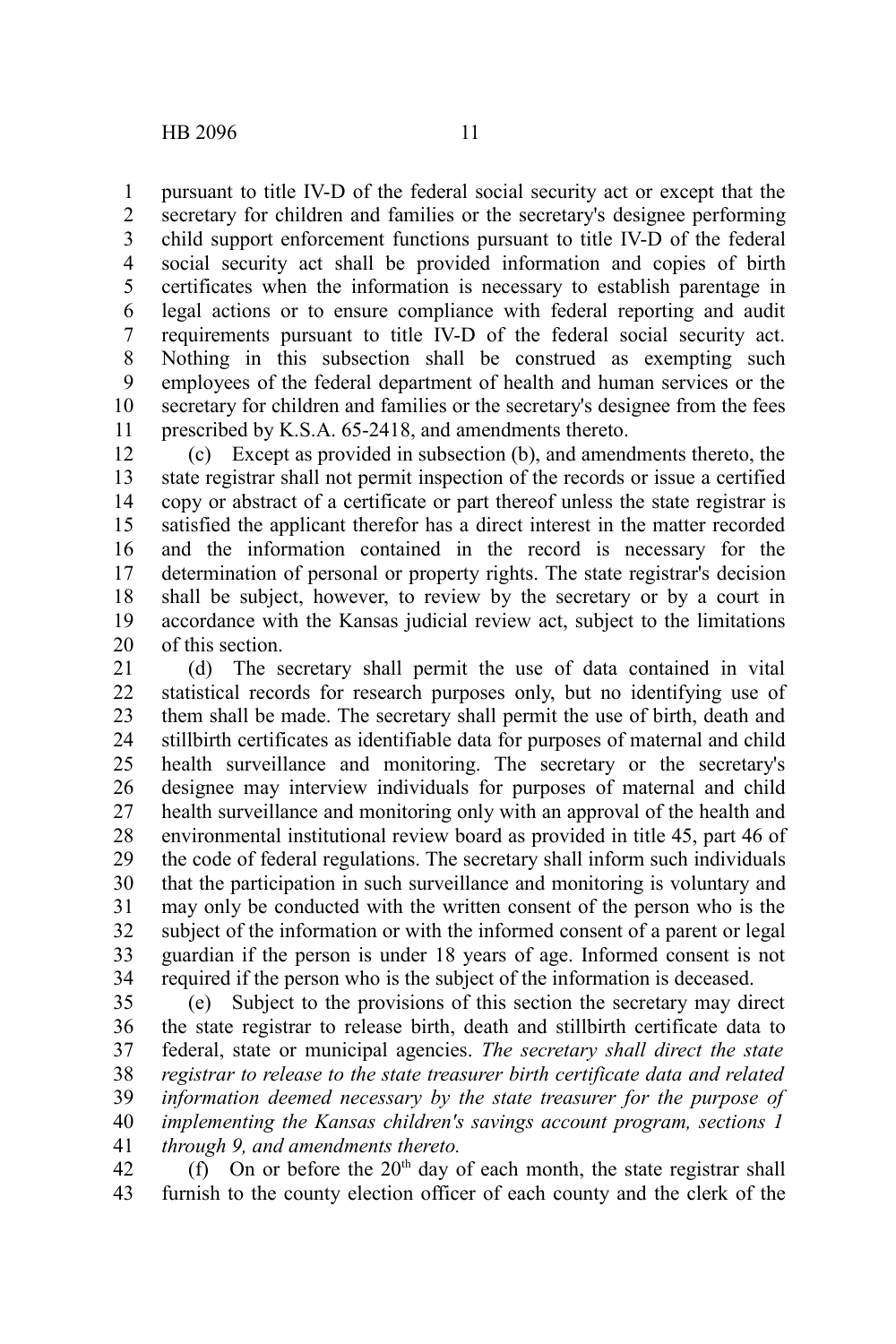pursuant to title IV-D of the federal social security act or except that the secretary for children and families or the secretary's designee performing child support enforcement functions pursuant to title IV-D of the federal social security act shall be provided information and copies of birth certificates when the information is necessary to establish parentage in legal actions or to ensure compliance with federal reporting and audit requirements pursuant to title IV-D of the federal social security act. Nothing in this subsection shall be construed as exempting such employees of the federal department of health and human services or the secretary for children and families or the secretary's designee from the fees prescribed by K.S.A. 65-2418, and amendments thereto.

(c) Except as provided in subsection (b), and amendments thereto, the state registrar shall not permit inspection of the records or issue a certified copy or abstract of a certificate or part thereof unless the state registrar is satisfied the applicant therefor has a direct interest in the matter recorded and the information contained in the record is necessary for the determination of personal or property rights. The state registrar's decision shall be subject, however, to review by the secretary or by a court in accordance with the Kansas judicial review act, subject to the limitations of this section.

(d) The secretary shall permit the use of data contained in vital statistical records for research purposes only, but no identifying use of them shall be made. The secretary shall permit the use of birth, death and stillbirth certificates as identifiable data for purposes of maternal and child health surveillance and monitoring. The secretary or the secretary's designee may interview individuals for purposes of maternal and child health surveillance and monitoring only with an approval of the health and environmental institutional review board as provided in title 45, part 46 of the code of federal regulations. The secretary shall inform such individuals that the participation in such surveillance and monitoring is voluntary and may only be conducted with the written consent of the person who is the subject of the information or with the informed consent of a parent or legal guardian if the person is under 18 years of age. Informed consent is not required if the person who is the subject of the information is deceased.

(e) Subject to the provisions of this section the secretary may direct the state registrar to release birth, death and stillbirth certificate data to federal, state or municipal agencies. *The secretary shall direct the state registrar to release to the state treasurer birth certificate data and related information deemed necessary by the state treasurer for the purpose of implementing the Kansas children's savings account program, sections 1 through 9, and amendments thereto.*

(f) On or before the 20th day of each month, the state registrar shall furnish to the county election officer of each county and the clerk of the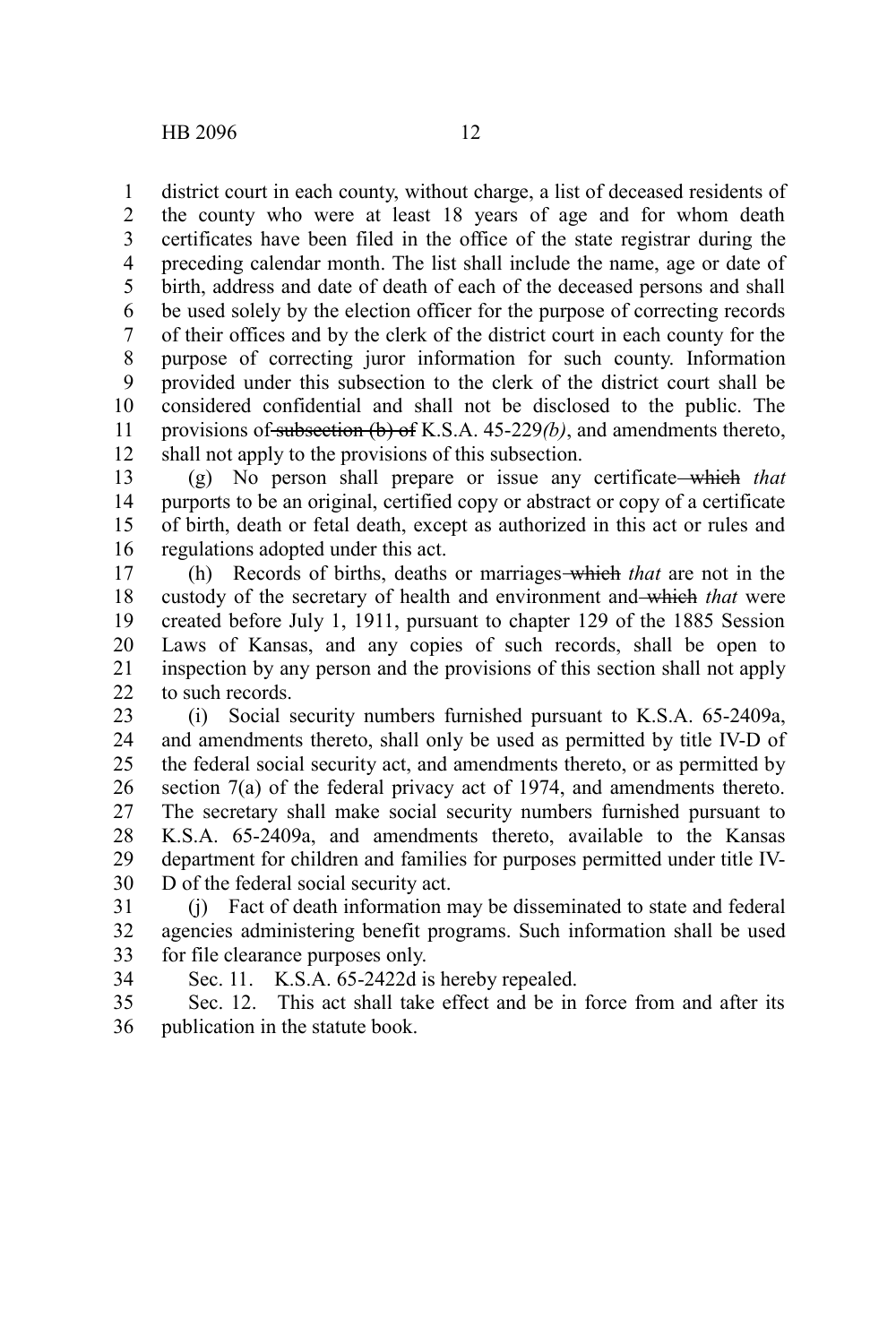district court in each county, without charge, a list of deceased residents of the county who were at least 18 years of age and for whom death certificates have been filed in the office of the state registrar during the preceding calendar month. The list shall include the name, age or date of birth, address and date of death of each of the deceased persons and shall be used solely by the election officer for the purpose of correcting records of their offices and by the clerk of the district court in each county for the purpose of correcting juror information for such county. Information provided under this subsection to the clerk of the district court shall be considered confidential and shall not be disclosed to the public. The provisions of ~~subsection (b) of~~ K.S.A. 45-229*(b)*, and amendments thereto, shall not apply to the provisions of this subsection.

(g) No person shall prepare or issue any certificate ~~which~~ *that* purports to be an original, certified copy or abstract or copy of a certificate of birth, death or fetal death, except as authorized in this act or rules and regulations adopted under this act.

(h) Records of births, deaths or marriages ~~which~~ *that* are not in the custody of the secretary of health and environment and ~~which~~ *that* were created before July 1, 1911, pursuant to chapter 129 of the 1885 Session Laws of Kansas, and any copies of such records, shall be open to inspection by any person and the provisions of this section shall not apply to such records.

(i) Social security numbers furnished pursuant to K.S.A. 65-2409a, and amendments thereto, shall only be used as permitted by title IV-D of the federal social security act, and amendments thereto, or as permitted by section 7(a) of the federal privacy act of 1974, and amendments thereto. The secretary shall make social security numbers furnished pursuant to K.S.A. 65-2409a, and amendments thereto, available to the Kansas department for children and families for purposes permitted under title IV-D of the federal social security act.

(j) Fact of death information may be disseminated to state and federal agencies administering benefit programs. Such information shall be used for file clearance purposes only.

Sec. 11. K.S.A. 65-2422d is hereby repealed.

Sec. 12. This act shall take effect and be in force from and after its publication in the statute book.